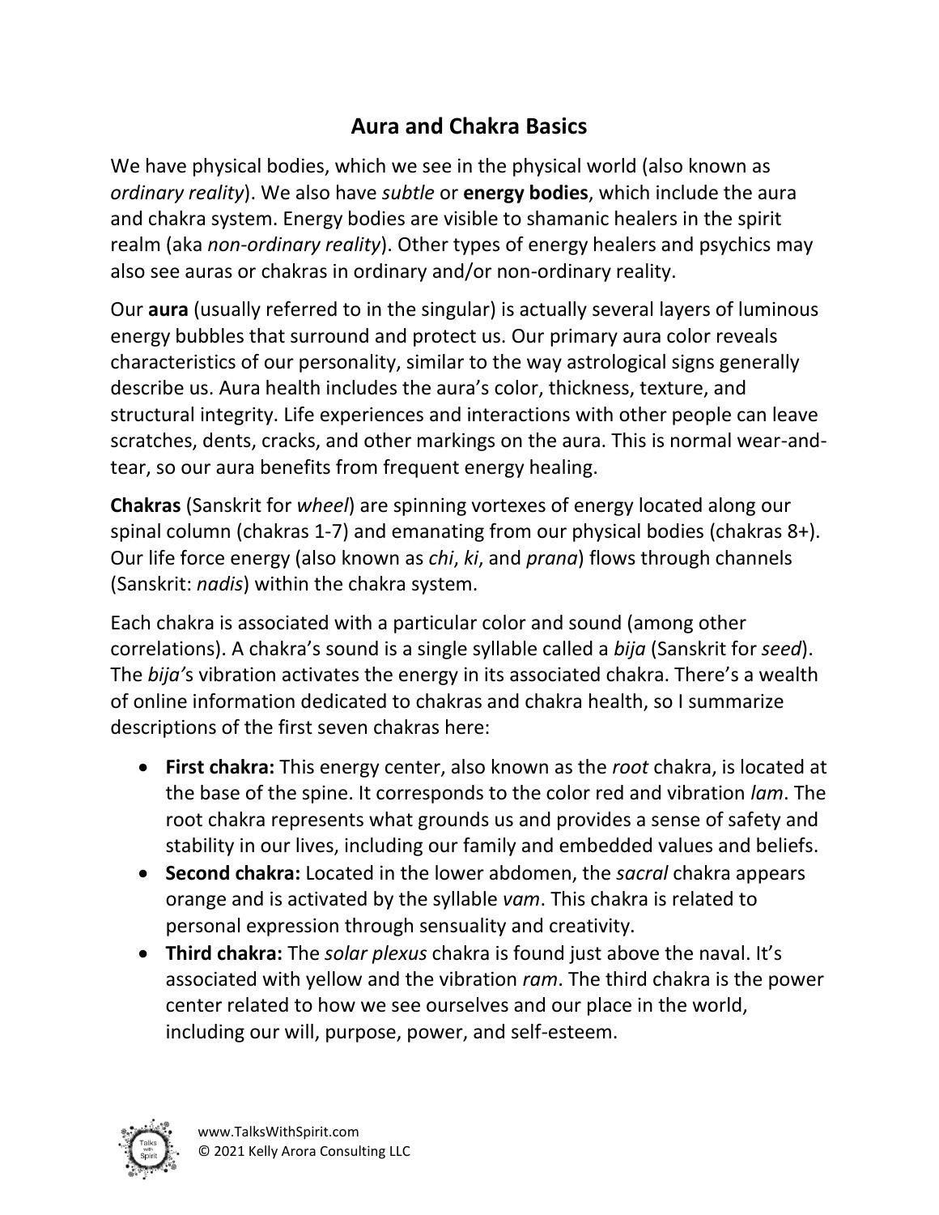# Aura and Chakra Basics

We have physical bodies, which we see in the physical world (also known as *ordinary reality*). We also have *subtle* or **energy bodies**, which include the aura and chakra system. Energy bodies are visible to shamanic healers in the spirit realm (aka *non-ordinary reality*). Other types of energy healers and psychics may also see auras or chakras in ordinary and/or non-ordinary reality.

Our **aura** (usually referred to in the singular) is actually several layers of luminous energy bubbles that surround and protect us. Our primary aura color reveals characteristics of our personality, similar to the way astrological signs generally describe us. Aura health includes the aura's color, thickness, texture, and structural integrity. Life experiences and interactions with other people can leave scratches, dents, cracks, and other markings on the aura. This is normal wear-and-tear, so our aura benefits from frequent energy healing.

**Chakras** (Sanskrit for *wheel*) are spinning vortexes of energy located along our spinal column (chakras 1-7) and emanating from our physical bodies (chakras 8+). Our life force energy (also known as *chi*, *ki*, and *prana*) flows through channels (Sanskrit: *nadis*) within the chakra system.

Each chakra is associated with a particular color and sound (among other correlations). A chakra's sound is a single syllable called a *bija* (Sanskrit for *seed*). The *bija'*s vibration activates the energy in its associated chakra. There's a wealth of online information dedicated to chakras and chakra health, so I summarize descriptions of the first seven chakras here:

- **First chakra:** This energy center, also known as the *root* chakra, is located at the base of the spine. It corresponds to the color red and vibration *lam*. The root chakra represents what grounds us and provides a sense of safety and stability in our lives, including our family and embedded values and beliefs.
- **Second chakra:** Located in the lower abdomen, the *sacral* chakra appears orange and is activated by the syllable *vam*. This chakra is related to personal expression through sensuality and creativity.
- **Third chakra:** The *solar plexus* chakra is found just above the naval. It's associated with yellow and the vibration *ram*. The third chakra is the power center related to how we see ourselves and our place in the world, including our will, purpose, power, and self-esteem.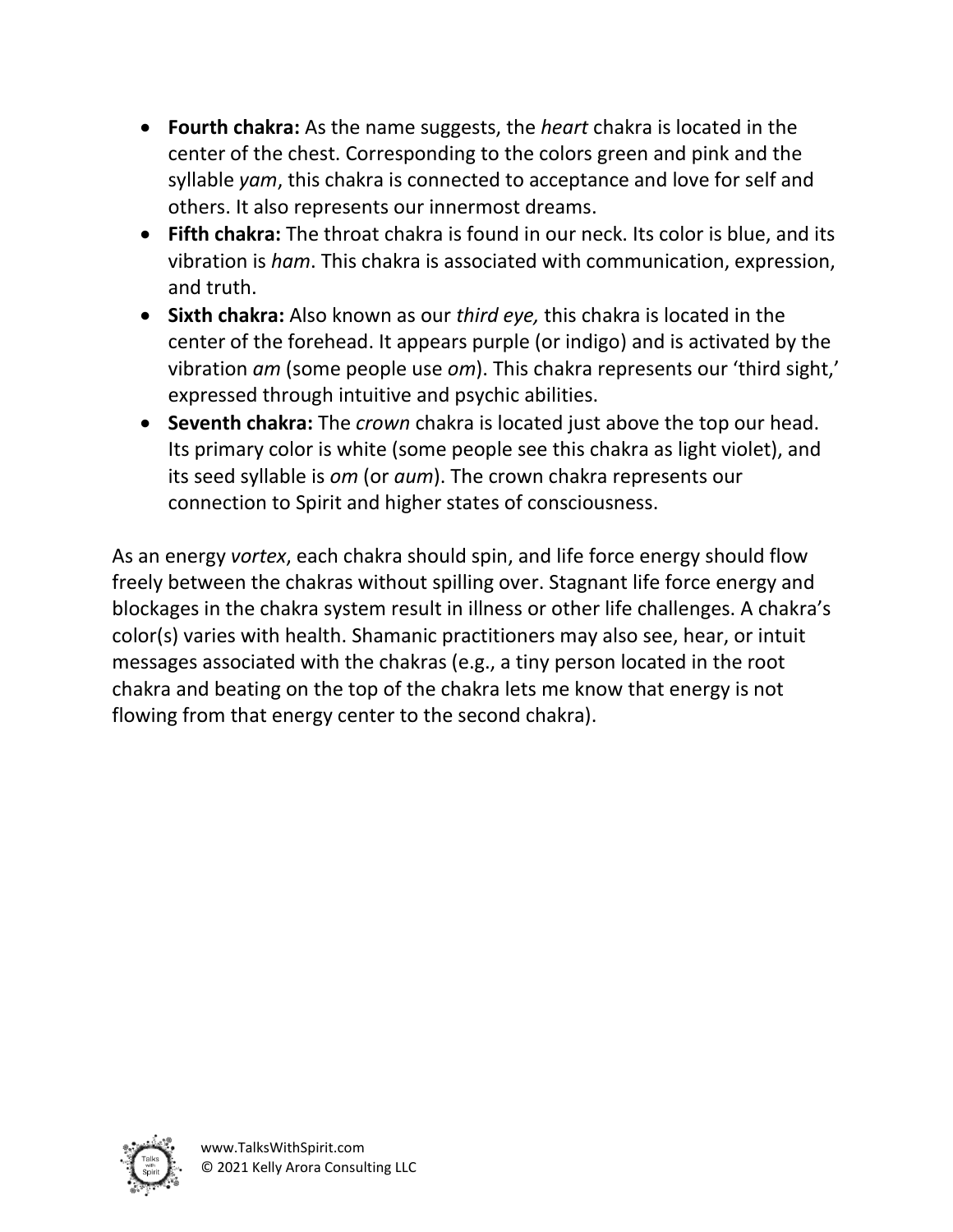- **Fourth chakra:** As the name suggests, the *heart* chakra is located in the center of the chest. Corresponding to the colors green and pink and the syllable *yam*, this chakra is connected to acceptance and love for self and others. It also represents our innermost dreams.
- **Fifth chakra:** The throat chakra is found in our neck. Its color is blue, and its vibration is *ham*. This chakra is associated with communication, expression, and truth.
- **Sixth chakra:** Also known as our *third eye,* this chakra is located in the center of the forehead. It appears purple (or indigo) and is activated by the vibration *am* (some people use *om*). This chakra represents our 'third sight,' expressed through intuitive and psychic abilities.
- **Seventh chakra:** The *crown* chakra is located just above the top our head. Its primary color is white (some people see this chakra as light violet), and its seed syllable is *om* (or *aum*). The crown chakra represents our connection to Spirit and higher states of consciousness.

As an energy *vortex*, each chakra should spin, and life force energy should flow freely between the chakras without spilling over. Stagnant life force energy and blockages in the chakra system result in illness or other life challenges. A chakra's color(s) varies with health. Shamanic practitioners may also see, hear, or intuit messages associated with the chakras (e.g., a tiny person located in the root chakra and beating on the top of the chakra lets me know that energy is not flowing from that energy center to the second chakra).